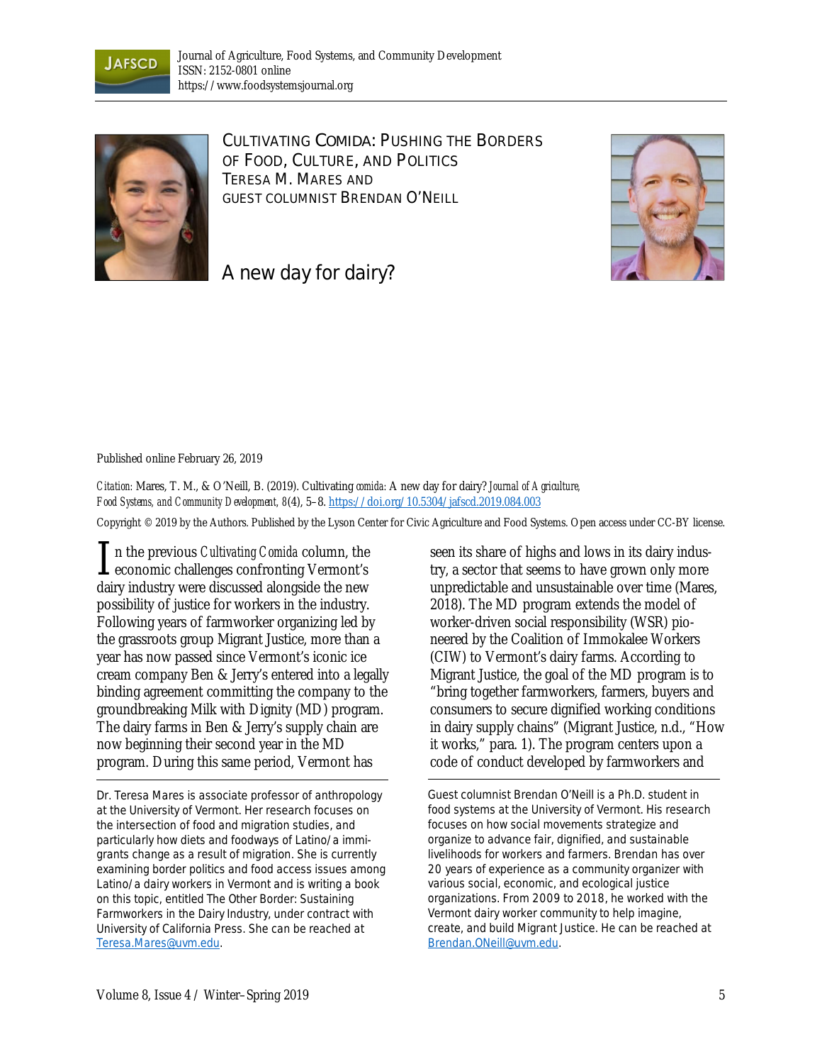Journal of Agriculture, Food Systems, and Community Development
ISSN: 2152-0801 online
https://www.foodsystemsjournal.org

# CULTIVATING COMIDA: PUSHING THE BORDERS OF FOOD, CULTURE, AND POLITICS

TERESA M. MARES AND
GUEST COLUMNIST BRENDAN O'NEILL

## A new day for dairy?

Published online February 26, 2019

*Citation:* Mares, T. M., & O'Neill, B. (2019). Cultivating *comida:* A new day for dairy? *Journal of Agriculture, Food Systems, and Community Development, 8*(4), 5–8. https://doi.org/10.5304/jafscd.2019.084.003

Copyright © 2019 by the Authors. Published by the Lyson Center for Civic Agriculture and Food Systems. Open access under CC-BY license.

In the previous *Cultivating Comida* column, the economic challenges confronting Vermont's dairy industry were discussed alongside the new possibility of justice for workers in the industry. Following years of farmworker organizing led by the grassroots group Migrant Justice, more than a year has now passed since Vermont's iconic ice cream company Ben & Jerry's entered into a legally binding agreement committing the company to the groundbreaking Milk with Dignity (MD) program. The dairy farms in Ben & Jerry's supply chain are now beginning their second year in the MD program. During this same period, Vermont has seen its share of highs and lows in its dairy industry, a sector that seems to have grown only more unpredictable and unsustainable over time (Mares, 2018). The MD program extends the model of worker-driven social responsibility (WSR) pioneered by the Coalition of Immokalee Workers (CIW) to Vermont's dairy farms. According to Migrant Justice, the goal of the MD program is to "bring together farmworkers, farmers, buyers and consumers to secure dignified working conditions in dairy supply chains" (Migrant Justice, n.d., "How it works," para. 1). The program centers upon a code of conduct developed by farmworkers and

---

Dr. Teresa Mares is associate professor of anthropology at the University of Vermont. Her research focuses on the intersection of food and migration studies, and particularly how diets and foodways of Latino/a immigrants change as a result of migration. She is currently examining border politics and food access issues among Latino/a dairy workers in Vermont and is writing a book on this topic, entitled The Other Border: Sustaining Farmworkers in the Dairy Industry, under contract with University of California Press. She can be reached at Teresa.Mares@uvm.edu.

Guest columnist Brendan O'Neill is a Ph.D. student in food systems at the University of Vermont. His research focuses on how social movements strategize and organize to advance fair, dignified, and sustainable livelihoods for workers and farmers. Brendan has over 20 years of experience as a community organizer with various social, economic, and ecological justice organizations. From 2009 to 2018, he worked with the Vermont dairy worker community to help imagine, create, and build Migrant Justice. He can be reached at Brendan.ONeill@uvm.edu.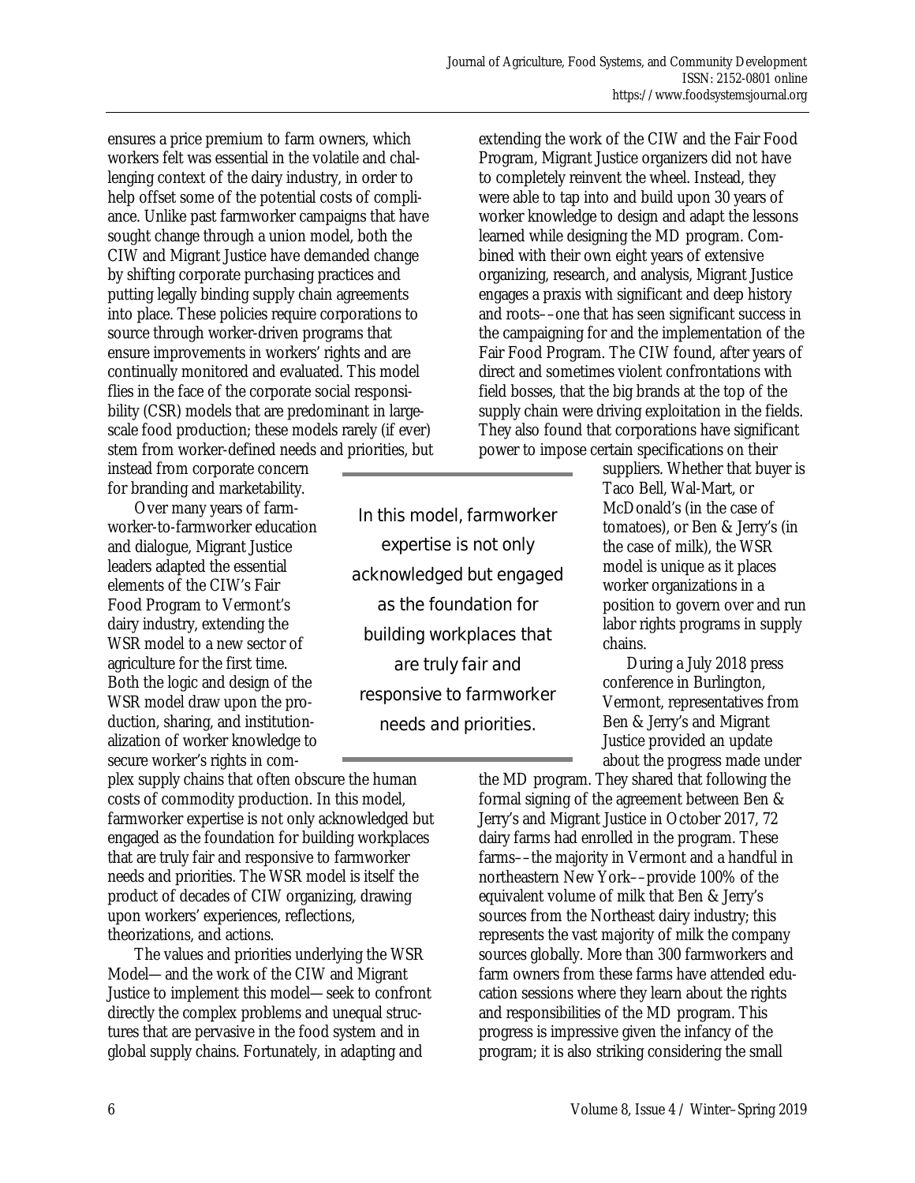ensures a price premium to farm owners, which workers felt was essential in the volatile and challenging context of the dairy industry, in order to help offset some of the potential costs of compliance. Unlike past farmworker campaigns that have sought change through a union model, both the CIW and Migrant Justice have demanded change by shifting corporate purchasing practices and putting legally binding supply chain agreements into place. These policies require corporations to source through worker-driven programs that ensure improvements in workers' rights and are continually monitored and evaluated. This model flies in the face of the corporate social responsibility (CSR) models that are predominant in large-scale food production; these models rarely (if ever) stem from worker-defined needs and priorities, but instead from corporate concern for branding and marketability.

Over many years of farmworker-to-farmworker education and dialogue, Migrant Justice leaders adapted the essential elements of the CIW's Fair Food Program to Vermont's dairy industry, extending the WSR model to a new sector of agriculture for the first time. Both the logic and design of the WSR model draw upon the production, sharing, and institutionalization of worker knowledge to secure worker's rights in complex supply chains that often obscure the human costs of commodity production. In this model, farmworker expertise is not only acknowledged but engaged as the foundation for building workplaces that are truly fair and responsive to farmworker needs and priorities. The WSR model is itself the product of decades of CIW organizing, drawing upon workers' experiences, reflections, theorizations, and actions.

> In this model, farmworker expertise is not only acknowledged but engaged as the foundation for building workplaces that are truly fair and responsive to farmworker needs and priorities.

The values and priorities underlying the WSR Model—and the work of the CIW and Migrant Justice to implement this model—seek to confront directly the complex problems and unequal structures that are pervasive in the food system and in global supply chains. Fortunately, in adapting and extending the work of the CIW and the Fair Food Program, Migrant Justice organizers did not have to completely reinvent the wheel. Instead, they were able to tap into and build upon 30 years of worker knowledge to design and adapt the lessons learned while designing the MD program. Combined with their own eight years of extensive organizing, research, and analysis, Migrant Justice engages a praxis with significant and deep history and roots––one that has seen significant success in the campaigning for and the implementation of the Fair Food Program. The CIW found, after years of direct and sometimes violent confrontations with field bosses, that the big brands at the top of the supply chain were driving exploitation in the fields. They also found that corporations have significant power to impose certain specifications on their suppliers. Whether that buyer is Taco Bell, Wal-Mart, or McDonald's (in the case of tomatoes), or Ben & Jerry's (in the case of milk), the WSR model is unique as it places worker organizations in a position to govern over and run labor rights programs in supply chains.

During a July 2018 press conference in Burlington, Vermont, representatives from Ben & Jerry's and Migrant Justice provided an update about the progress made under the MD program. They shared that following the formal signing of the agreement between Ben & Jerry's and Migrant Justice in October 2017, 72 dairy farms had enrolled in the program. These farms––the majority in Vermont and a handful in northeastern New York––provide 100% of the equivalent volume of milk that Ben & Jerry's sources from the Northeast dairy industry; this represents the vast majority of milk the company sources globally. More than 300 farmworkers and farm owners from these farms have attended education sessions where they learn about the rights and responsibilities of the MD program. This progress is impressive given the infancy of the program; it is also striking considering the small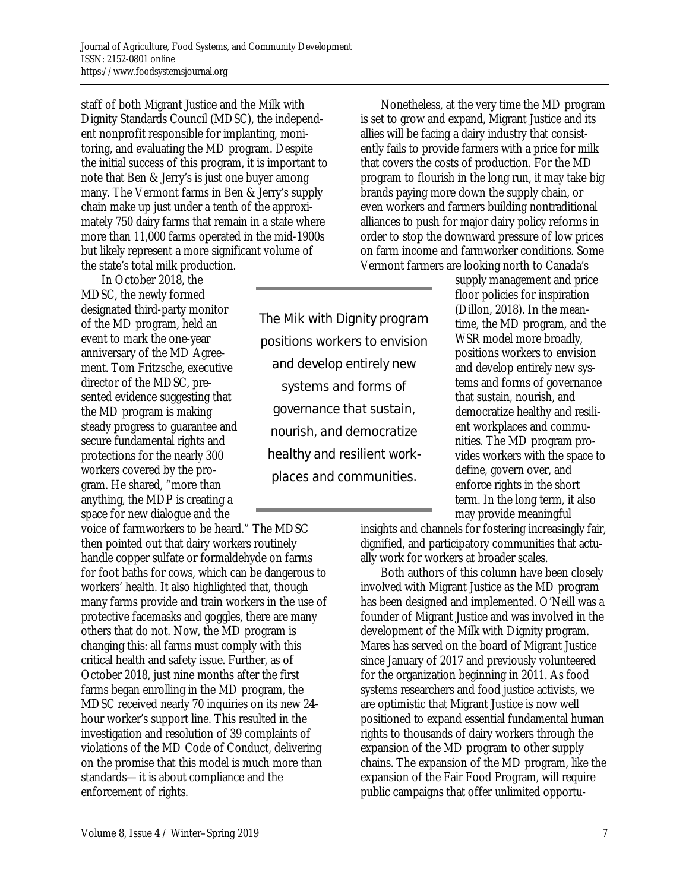staff of both Migrant Justice and the Milk with Dignity Standards Council (MDSC), the independent nonprofit responsible for implanting, monitoring, and evaluating the MD program. Despite the initial success of this program, it is important to note that Ben & Jerry's is just one buyer among many. The Vermont farms in Ben & Jerry's supply chain make up just under a tenth of the approximately 750 dairy farms that remain in a state where more than 11,000 farms operated in the mid-1900s but likely represent a more significant volume of the state's total milk production.

In October 2018, the MDSC, the newly formed designated third-party monitor of the MD program, held an event to mark the one-year anniversary of the MD Agreement. Tom Fritzsche, executive director of the MDSC, presented evidence suggesting that the MD program is making steady progress to guarantee and secure fundamental rights and protections for the nearly 300 workers covered by the program. He shared, "more than anything, the MDP is creating a space for new dialogue and the voice of farmworkers to be heard." The MDSC then pointed out that dairy workers routinely handle copper sulfate or formaldehyde on farms for foot baths for cows, which can be dangerous to workers' health. It also highlighted that, though many farms provide and train workers in the use of protective facemasks and goggles, there are many others that do not. Now, the MD program is changing this: all farms must comply with this critical health and safety issue. Further, as of October 2018, just nine months after the first farms began enrolling in the MD program, the MDSC received nearly 70 inquiries on its new 24-hour worker's support line. This resulted in the investigation and resolution of 39 complaints of violations of the MD Code of Conduct, delivering on the promise that this model is much more than standards—it is about compliance and the enforcement of rights.

> The Mik with Dignity program positions workers to envision and develop entirely new systems and forms of governance that sustain, nourish, and democratize healthy and resilient workplaces and communities.

Nonetheless, at the very time the MD program is set to grow and expand, Migrant Justice and its allies will be facing a dairy industry that consistently fails to provide farmers with a price for milk that covers the costs of production. For the MD program to flourish in the long run, it may take big brands paying more down the supply chain, or even workers and farmers building nontraditional alliances to push for major dairy policy reforms in order to stop the downward pressure of low prices on farm income and farmworker conditions. Some Vermont farmers are looking north to Canada's supply management and price floor policies for inspiration (Dillon, 2018). In the meantime, the MD program, and the WSR model more broadly, positions workers to envision and develop entirely new systems and forms of governance that sustain, nourish, and democratize healthy and resilient workplaces and communities. The MD program provides workers with the space to define, govern over, and enforce rights in the short term. In the long term, it also may provide meaningful insights and channels for fostering increasingly fair, dignified, and participatory communities that actually work for workers at broader scales.

Both authors of this column have been closely involved with Migrant Justice as the MD program has been designed and implemented. O'Neill was a founder of Migrant Justice and was involved in the development of the Milk with Dignity program. Mares has served on the board of Migrant Justice since January of 2017 and previously volunteered for the organization beginning in 2011. As food systems researchers and food justice activists, we are optimistic that Migrant Justice is now well positioned to expand essential fundamental human rights to thousands of dairy workers through the expansion of the MD program to other supply chains. The expansion of the MD program, like the expansion of the Fair Food Program, will require public campaigns that offer unlimited opportu-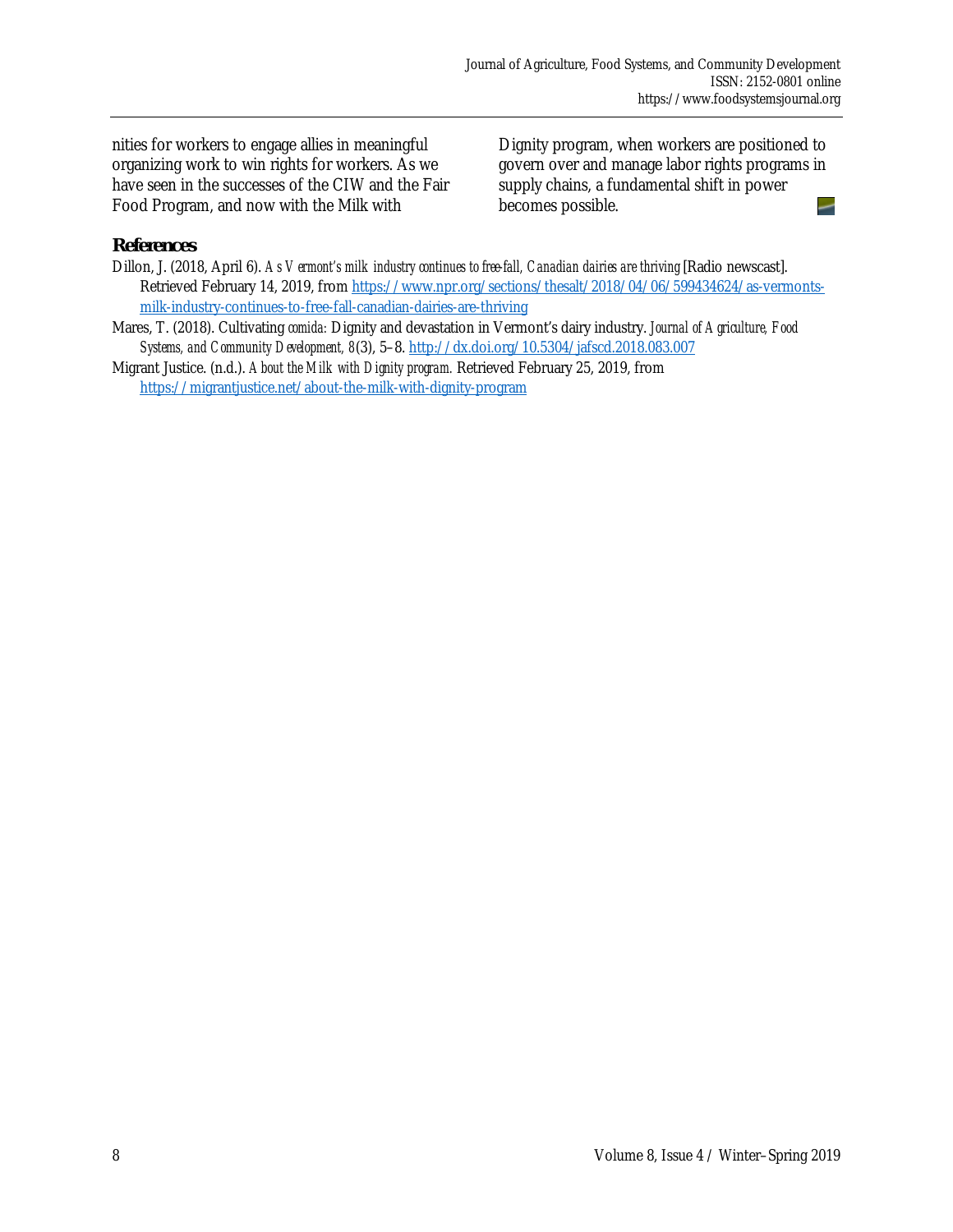nities for workers to engage allies in meaningful organizing work to win rights for workers. As we have seen in the successes of the CIW and the Fair Food Program, and now with the Milk with Dignity program, when workers are positioned to govern over and manage labor rights programs in supply chains, a fundamental shift in power becomes possible.

## References

Dillon, J. (2018, April 6). *As Vermont's milk industry continues to free-fall, Canadian dairies are thriving* [Radio newscast]. Retrieved February 14, 2019, from https://www.npr.org/sections/thesalt/2018/04/06/599434624/as-vermonts-milk-industry-continues-to-free-fall-canadian-dairies-are-thriving

Mares, T. (2018). Cultivating *comida:* Dignity and devastation in Vermont's dairy industry. *Journal of Agriculture, Food Systems, and Community Development, 8*(3), 5–8. http://dx.doi.org/10.5304/jafscd.2018.083.007

Migrant Justice. (n.d.). *About the Milk with Dignity program.* Retrieved February 25, 2019, from https://migrantjustice.net/about-the-milk-with-dignity-program